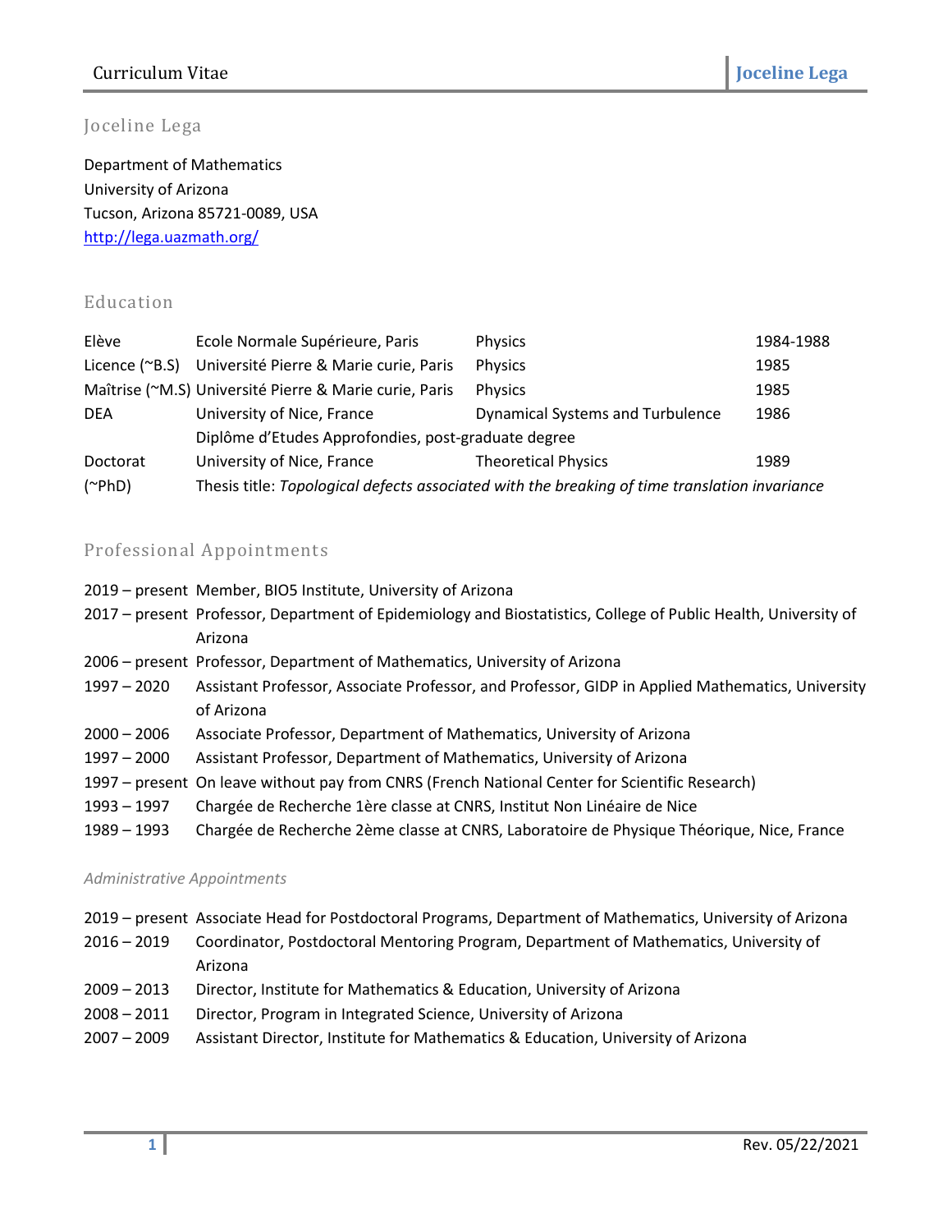# Joceline Lega

Department of Mathematics
University of Arizona
Tucson, Arizona 85721-0089, USA
http://lega.uazmath.org/

## Education

| | | | |
|---|---|---|---|
| Elève | Ecole Normale Supérieure, Paris | Physics | 1984-1988 |
| Licence (~B.S) | Université Pierre & Marie curie, Paris | Physics | 1985 |
| Maîtrise (~M.S) | Université Pierre & Marie curie, Paris | Physics | 1985 |
| DEA | University of Nice, France | Dynamical Systems and Turbulence | 1986 |
| | Diplôme d'Etudes Approfondies, post-graduate degree | | |
| Doctorat (~PhD) | University of Nice, France | Theoretical Physics | 1989 |
| | Thesis title: *Topological defects associated with the breaking of time translation invariance* | | |

## Professional Appointments

- 2019 – present Member, BIO5 Institute, University of Arizona
- 2017 – present Professor, Department of Epidemiology and Biostatistics, College of Public Health, University of Arizona
- 2006 – present Professor, Department of Mathematics, University of Arizona
- 1997 – 2020 Assistant Professor, Associate Professor, and Professor, GIDP in Applied Mathematics, University of Arizona
- 2000 – 2006 Associate Professor, Department of Mathematics, University of Arizona
- 1997 – 2000 Assistant Professor, Department of Mathematics, University of Arizona
- 1997 – present On leave without pay from CNRS (French National Center for Scientific Research)
- 1993 – 1997 Chargée de Recherche 1ère classe at CNRS, Institut Non Linéaire de Nice
- 1989 – 1993 Chargée de Recherche 2ème classe at CNRS, Laboratoire de Physique Théorique, Nice, France

### *Administrative Appointments*

- 2019 – present Associate Head for Postdoctoral Programs, Department of Mathematics, University of Arizona
- 2016 – 2019 Coordinator, Postdoctoral Mentoring Program, Department of Mathematics, University of Arizona
- 2009 – 2013 Director, Institute for Mathematics & Education, University of Arizona
- 2008 – 2011 Director, Program in Integrated Science, University of Arizona
- 2007 – 2009 Assistant Director, Institute for Mathematics & Education, University of Arizona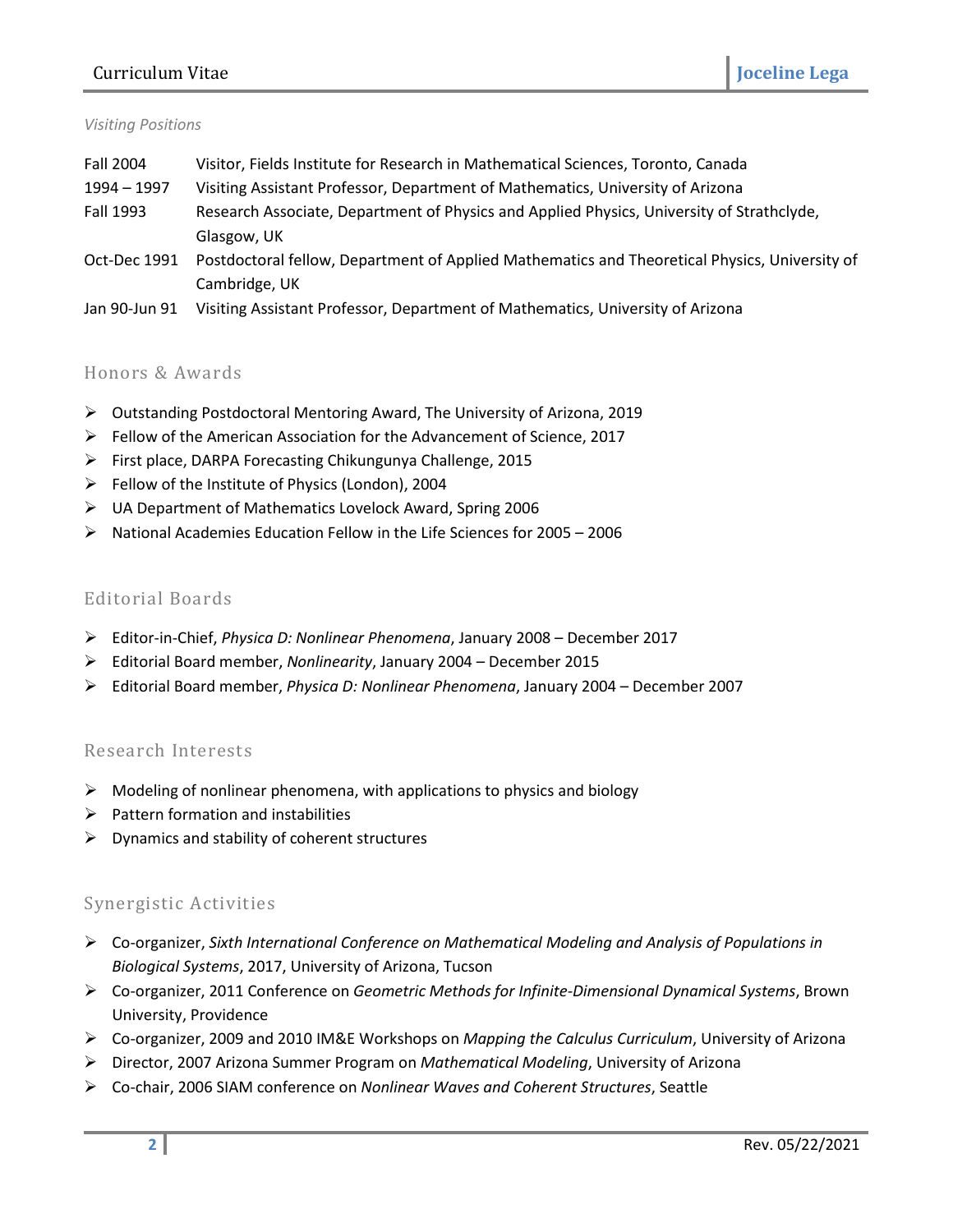*Visiting Positions*

| | |
|---|---|
| Fall 2004 | Visitor, Fields Institute for Research in Mathematical Sciences, Toronto, Canada |
| 1994 – 1997 | Visiting Assistant Professor, Department of Mathematics, University of Arizona |
| Fall 1993 | Research Associate, Department of Physics and Applied Physics, University of Strathclyde, Glasgow, UK |
| Oct-Dec 1991 | Postdoctoral fellow, Department of Applied Mathematics and Theoretical Physics, University of Cambridge, UK |
| Jan 90-Jun 91 | Visiting Assistant Professor, Department of Mathematics, University of Arizona |

## Honors & Awards

- Outstanding Postdoctoral Mentoring Award, The University of Arizona, 2019
- Fellow of the American Association for the Advancement of Science, 2017
- First place, DARPA Forecasting Chikungunya Challenge, 2015
- Fellow of the Institute of Physics (London), 2004
- UA Department of Mathematics Lovelock Award, Spring 2006
- National Academies Education Fellow in the Life Sciences for 2005 – 2006

## Editorial Boards

- Editor-in-Chief, *Physica D: Nonlinear Phenomena*, January 2008 – December 2017
- Editorial Board member, *Nonlinearity*, January 2004 – December 2015
- Editorial Board member, *Physica D: Nonlinear Phenomena*, January 2004 – December 2007

## Research Interests

- Modeling of nonlinear phenomena, with applications to physics and biology
- Pattern formation and instabilities
- Dynamics and stability of coherent structures

## Synergistic Activities

- Co-organizer, *Sixth International Conference on Mathematical Modeling and Analysis of Populations in Biological Systems*, 2017, University of Arizona, Tucson
- Co-organizer, 2011 Conference on *Geometric Methods for Infinite-Dimensional Dynamical Systems*, Brown University, Providence
- Co-organizer, 2009 and 2010 IM&E Workshops on *Mapping the Calculus Curriculum*, University of Arizona
- Director, 2007 Arizona Summer Program on *Mathematical Modeling*, University of Arizona
- Co-chair, 2006 SIAM conference on *Nonlinear Waves and Coherent Structures*, Seattle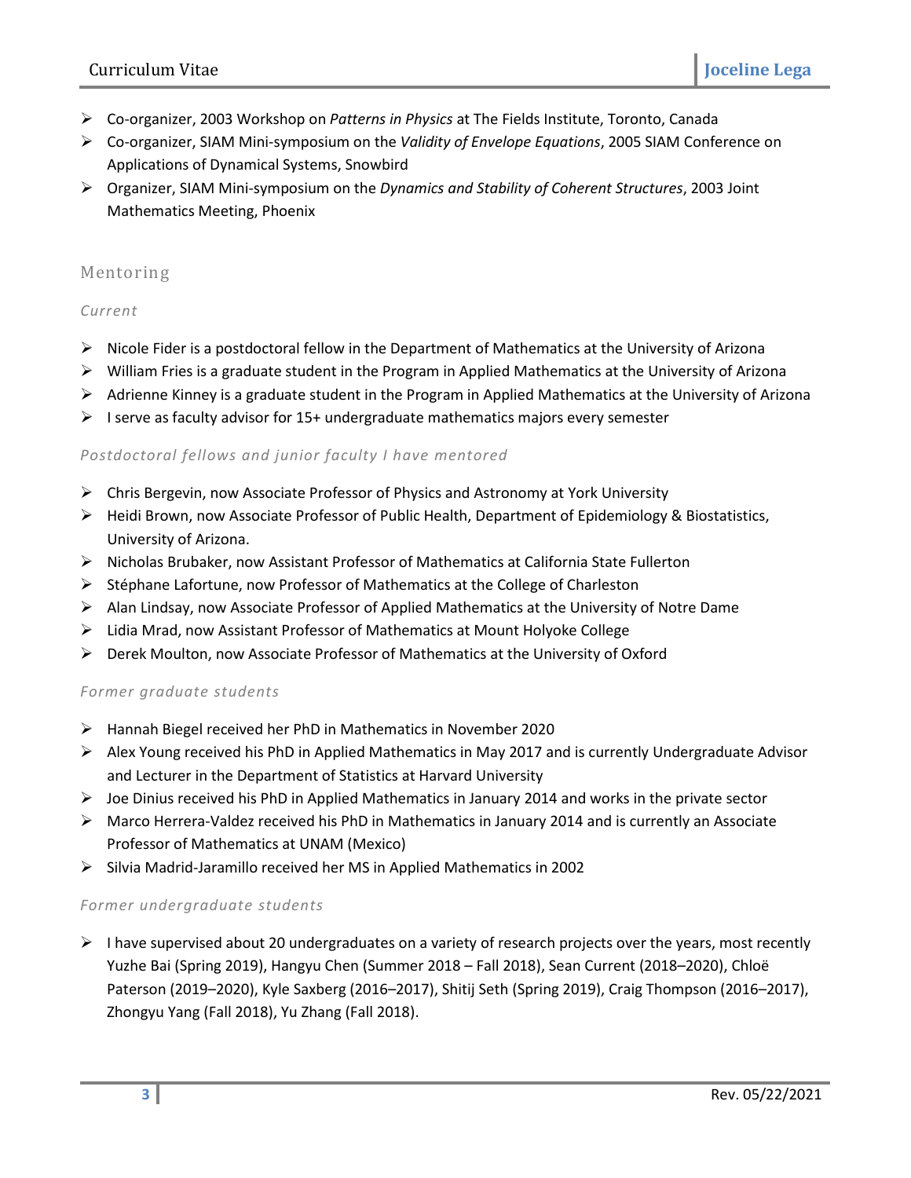- Co-organizer, 2003 Workshop on *Patterns in Physics* at The Fields Institute, Toronto, Canada
- Co-organizer, SIAM Mini-symposium on the *Validity of Envelope Equations*, 2005 SIAM Conference on Applications of Dynamical Systems, Snowbird
- Organizer, SIAM Mini-symposium on the *Dynamics and Stability of Coherent Structures*, 2003 Joint Mathematics Meeting, Phoenix

## Mentoring

### *Current*

- Nicole Fider is a postdoctoral fellow in the Department of Mathematics at the University of Arizona
- William Fries is a graduate student in the Program in Applied Mathematics at the University of Arizona
- Adrienne Kinney is a graduate student in the Program in Applied Mathematics at the University of Arizona
- I serve as faculty advisor for 15+ undergraduate mathematics majors every semester

### *Postdoctoral fellows and junior faculty I have mentored*

- Chris Bergevin, now Associate Professor of Physics and Astronomy at York University
- Heidi Brown, now Associate Professor of Public Health, Department of Epidemiology & Biostatistics, University of Arizona.
- Nicholas Brubaker, now Assistant Professor of Mathematics at California State Fullerton
- Stéphane Lafortune, now Professor of Mathematics at the College of Charleston
- Alan Lindsay, now Associate Professor of Applied Mathematics at the University of Notre Dame
- Lidia Mrad, now Assistant Professor of Mathematics at Mount Holyoke College
- Derek Moulton, now Associate Professor of Mathematics at the University of Oxford

### *Former graduate students*

- Hannah Biegel received her PhD in Mathematics in November 2020
- Alex Young received his PhD in Applied Mathematics in May 2017 and is currently Undergraduate Advisor and Lecturer in the Department of Statistics at Harvard University
- Joe Dinius received his PhD in Applied Mathematics in January 2014 and works in the private sector
- Marco Herrera-Valdez received his PhD in Mathematics in January 2014 and is currently an Associate Professor of Mathematics at UNAM (Mexico)
- Silvia Madrid-Jaramillo received her MS in Applied Mathematics in 2002

### *Former undergraduate students*

- I have supervised about 20 undergraduates on a variety of research projects over the years, most recently Yuzhe Bai (Spring 2019), Hangyu Chen (Summer 2018 – Fall 2018), Sean Current (2018–2020), Chloë Paterson (2019–2020), Kyle Saxberg (2016–2017), Shitij Seth (Spring 2019), Craig Thompson (2016–2017), Zhongyu Yang (Fall 2018), Yu Zhang (Fall 2018).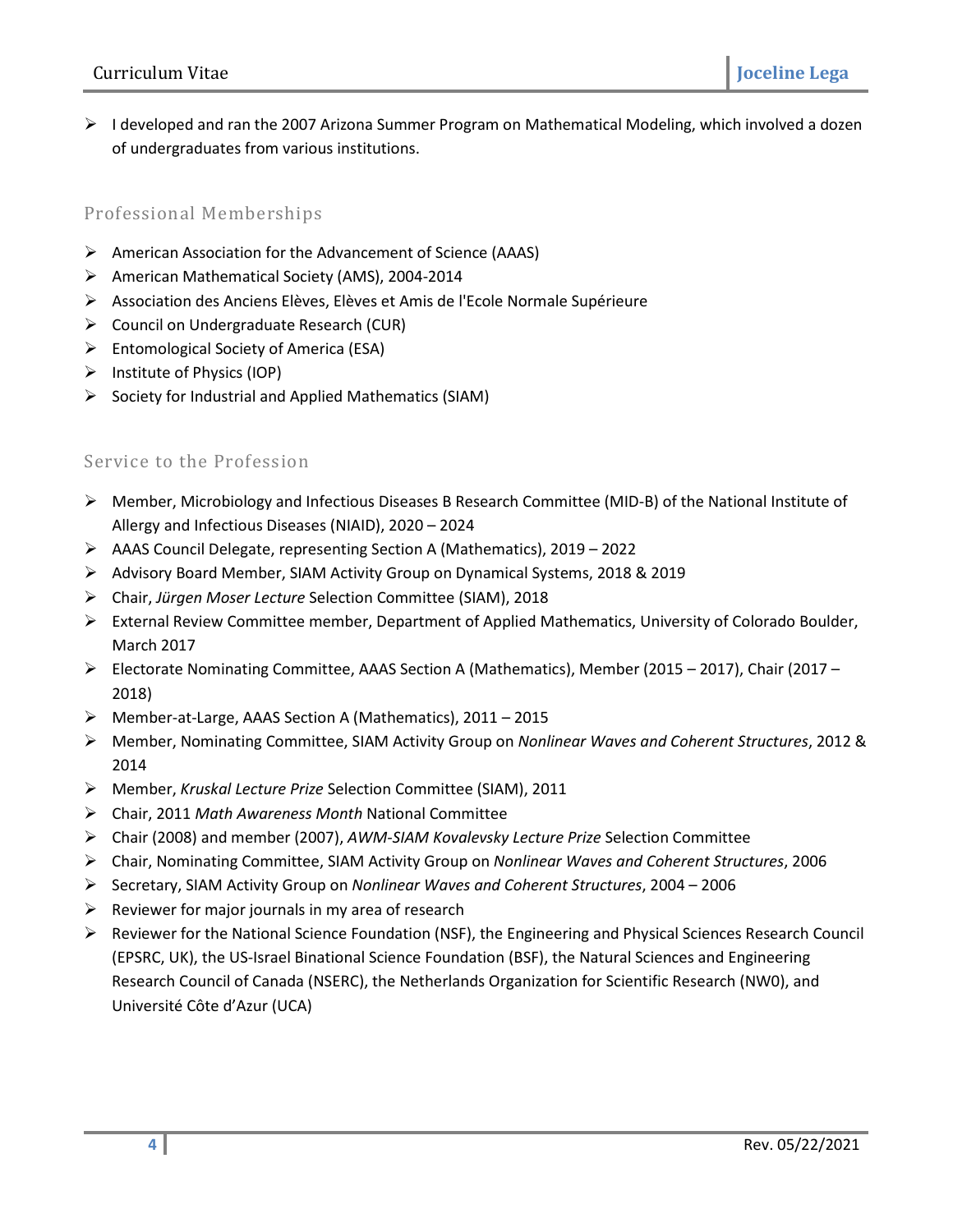- I developed and ran the 2007 Arizona Summer Program on Mathematical Modeling, which involved a dozen of undergraduates from various institutions.

## Professional Memberships

- American Association for the Advancement of Science (AAAS)
- American Mathematical Society (AMS), 2004-2014
- Association des Anciens Elèves, Elèves et Amis de l'Ecole Normale Supérieure
- Council on Undergraduate Research (CUR)
- Entomological Society of America (ESA)
- Institute of Physics (IOP)
- Society for Industrial and Applied Mathematics (SIAM)

## Service to the Profession

- Member, Microbiology and Infectious Diseases B Research Committee (MID-B) of the National Institute of Allergy and Infectious Diseases (NIAID), 2020 – 2024
- AAAS Council Delegate, representing Section A (Mathematics), 2019 – 2022
- Advisory Board Member, SIAM Activity Group on Dynamical Systems, 2018 & 2019
- Chair, *Jürgen Moser Lecture* Selection Committee (SIAM), 2018
- External Review Committee member, Department of Applied Mathematics, University of Colorado Boulder, March 2017
- Electorate Nominating Committee, AAAS Section A (Mathematics), Member (2015 – 2017), Chair (2017 – 2018)
- Member-at-Large, AAAS Section A (Mathematics), 2011 – 2015
- Member, Nominating Committee, SIAM Activity Group on *Nonlinear Waves and Coherent Structures*, 2012 & 2014
- Member, *Kruskal Lecture Prize* Selection Committee (SIAM), 2011
- Chair, 2011 *Math Awareness Month* National Committee
- Chair (2008) and member (2007), *AWM-SIAM Kovalevsky Lecture Prize* Selection Committee
- Chair, Nominating Committee, SIAM Activity Group on *Nonlinear Waves and Coherent Structures*, 2006
- Secretary, SIAM Activity Group on *Nonlinear Waves and Coherent Structures*, 2004 – 2006
- Reviewer for major journals in my area of research
- Reviewer for the National Science Foundation (NSF), the Engineering and Physical Sciences Research Council (EPSRC, UK), the US-Israel Binational Science Foundation (BSF), the Natural Sciences and Engineering Research Council of Canada (NSERC), the Netherlands Organization for Scientific Research (NW0), and Université Côte d'Azur (UCA)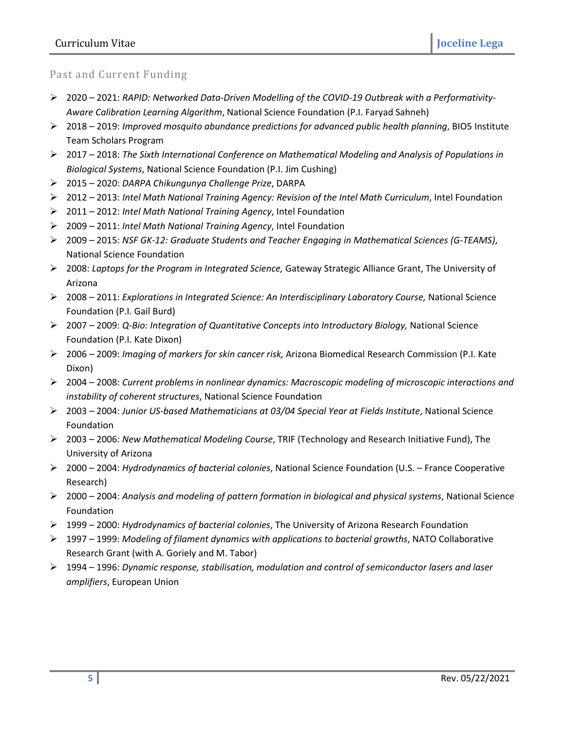## Past and Current Funding

- 2020 – 2021: *RAPID: Networked Data-Driven Modelling of the COVID-19 Outbreak with a Performativity-Aware Calibration Learning Algorithm*, National Science Foundation (P.I. Faryad Sahneh)
- 2018 – 2019: *Improved mosquito abundance predictions for advanced public health planning*, BIO5 Institute Team Scholars Program
- 2017 – 2018: *The Sixth International Conference on Mathematical Modeling and Analysis of Populations in Biological Systems*, National Science Foundation (P.I. Jim Cushing)
- 2015 – 2020: *DARPA Chikungunya Challenge Prize*, DARPA
- 2012 – 2013: *Intel Math National Training Agency: Revision of the Intel Math Curriculum*, Intel Foundation
- 2011 – 2012: *Intel Math National Training Agency*, Intel Foundation
- 2009 – 2011: *Intel Math National Training Agency*, Intel Foundation
- 2009 – 2015: *NSF GK-12: Graduate Students and Teacher Engaging in Mathematical Sciences (G-TEAMS)*, National Science Foundation
- 2008: *Laptops for the Program in Integrated Science,* Gateway Strategic Alliance Grant, The University of Arizona
- 2008 – 2011: *Explorations in Integrated Science: An Interdisciplinary Laboratory Course,* National Science Foundation (P.I. Gail Burd)
- 2007 – 2009: *Q-Bio: Integration of Quantitative Concepts into Introductory Biology,* National Science Foundation (P.I. Kate Dixon)
- 2006 – 2009: *Imaging of markers for skin cancer risk,* Arizona Biomedical Research Commission (P.I. Kate Dixon)
- 2004 – 2008: *Current problems in nonlinear dynamics: Macroscopic modeling of microscopic interactions and instability of coherent structures*, National Science Foundation
- 2003 – 2004: *Junior US-based Mathematicians at 03/04 Special Year at Fields Institute*, National Science Foundation
- 2003 – 2006: *New Mathematical Modeling Course*, TRIF (Technology and Research Initiative Fund), The University of Arizona
- 2000 – 2004: *Hydrodynamics of bacterial colonies*, National Science Foundation (U.S. – France Cooperative Research)
- 2000 – 2004: *Analysis and modeling of pattern formation in biological and physical systems*, National Science Foundation
- 1999 – 2000: *Hydrodynamics of bacterial colonies*, The University of Arizona Research Foundation
- 1997 – 1999: *Modeling of filament dynamics with applications to bacterial growths*, NATO Collaborative Research Grant (with A. Goriely and M. Tabor)
- 1994 – 1996: *Dynamic response, stabilisation, modulation and control of semiconductor lasers and laser amplifiers*, European Union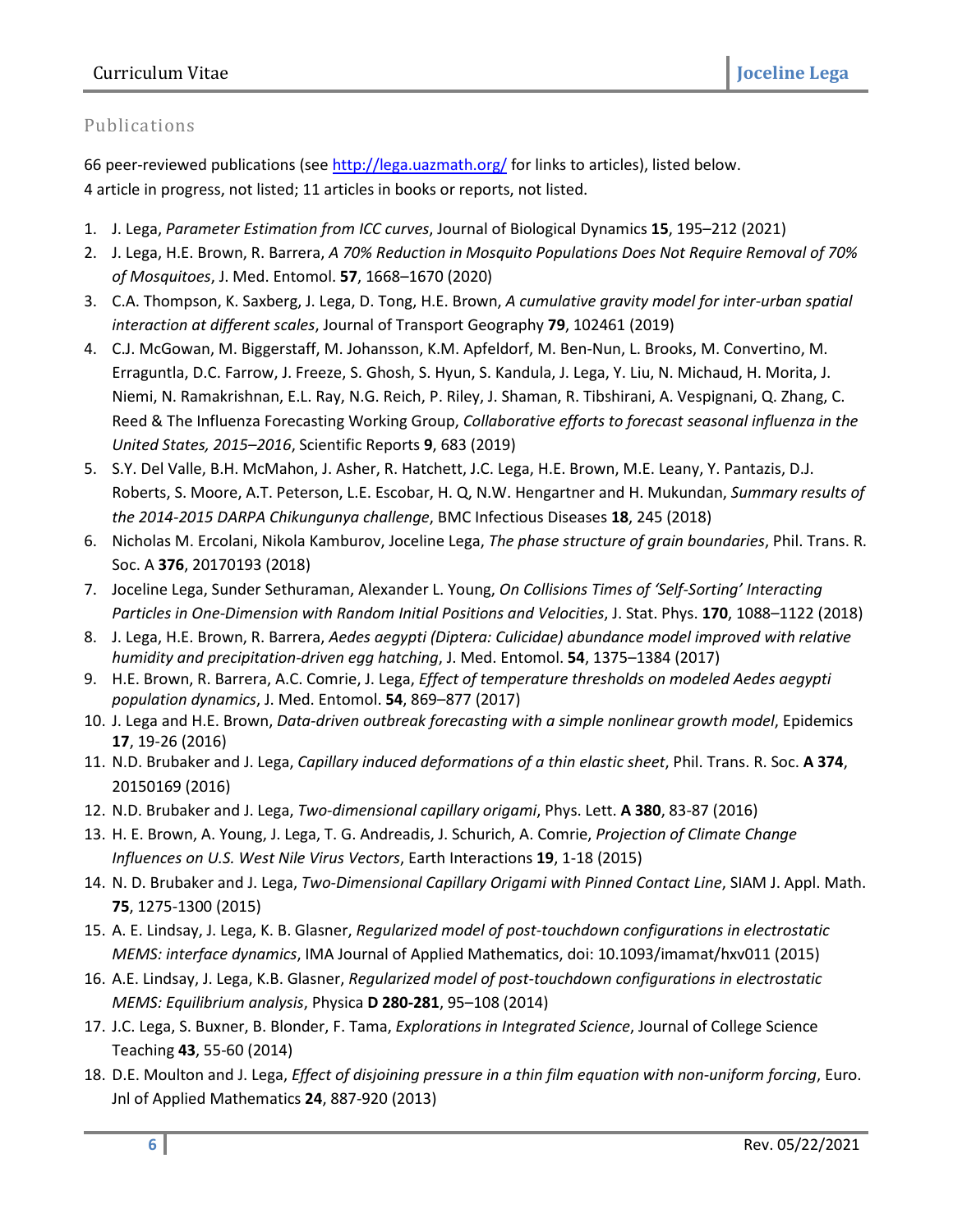## Publications

66 peer-reviewed publications (see http://lega.uazmath.org/ for links to articles), listed below.
4 article in progress, not listed; 11 articles in books or reports, not listed.

1. J. Lega, *Parameter Estimation from ICC curves*, Journal of Biological Dynamics **15**, 195–212 (2021)
2. J. Lega, H.E. Brown, R. Barrera, *A 70% Reduction in Mosquito Populations Does Not Require Removal of 70% of Mosquitoes*, J. Med. Entomol. **57**, 1668–1670 (2020)
3. C.A. Thompson, K. Saxberg, J. Lega, D. Tong, H.E. Brown, *A cumulative gravity model for inter-urban spatial interaction at different scales*, Journal of Transport Geography **79**, 102461 (2019)
4. C.J. McGowan, M. Biggerstaff, M. Johansson, K.M. Apfeldorf, M. Ben-Nun, L. Brooks, M. Convertino, M. Erraguntla, D.C. Farrow, J. Freeze, S. Ghosh, S. Hyun, S. Kandula, J. Lega, Y. Liu, N. Michaud, H. Morita, J. Niemi, N. Ramakrishnan, E.L. Ray, N.G. Reich, P. Riley, J. Shaman, R. Tibshirani, A. Vespignani, Q. Zhang, C. Reed & The Influenza Forecasting Working Group, *Collaborative efforts to forecast seasonal influenza in the United States, 2015–2016*, Scientific Reports **9**, 683 (2019)
5. S.Y. Del Valle, B.H. McMahon, J. Asher, R. Hatchett, J.C. Lega, H.E. Brown, M.E. Leany, Y. Pantazis, D.J. Roberts, S. Moore, A.T. Peterson, L.E. Escobar, H. Q, N.W. Hengartner and H. Mukundan, *Summary results of the 2014-2015 DARPA Chikungunya challenge*, BMC Infectious Diseases **18**, 245 (2018)
6. Nicholas M. Ercolani, Nikola Kamburov, Joceline Lega, *The phase structure of grain boundaries*, Phil. Trans. R. Soc. A **376**, 20170193 (2018)
7. Joceline Lega, Sunder Sethuraman, Alexander L. Young, *On Collisions Times of 'Self-Sorting' Interacting Particles in One-Dimension with Random Initial Positions and Velocities*, J. Stat. Phys. **170**, 1088–1122 (2018)
8. J. Lega, H.E. Brown, R. Barrera, *Aedes aegypti (Diptera: Culicidae) abundance model improved with relative humidity and precipitation-driven egg hatching*, J. Med. Entomol. **54**, 1375–1384 (2017)
9. H.E. Brown, R. Barrera, A.C. Comrie, J. Lega, *Effect of temperature thresholds on modeled Aedes aegypti population dynamics*, J. Med. Entomol. **54**, 869–877 (2017)
10. J. Lega and H.E. Brown, *Data-driven outbreak forecasting with a simple nonlinear growth model*, Epidemics **17**, 19-26 (2016)
11. N.D. Brubaker and J. Lega, *Capillary induced deformations of a thin elastic sheet*, Phil. Trans. R. Soc. **A 374**, 20150169 (2016)
12. N.D. Brubaker and J. Lega, *Two-dimensional capillary origami*, Phys. Lett. **A 380**, 83-87 (2016)
13. H. E. Brown, A. Young, J. Lega, T. G. Andreadis, J. Schurich, A. Comrie, *Projection of Climate Change Influences on U.S. West Nile Virus Vectors*, Earth Interactions **19**, 1-18 (2015)
14. N. D. Brubaker and J. Lega, *Two-Dimensional Capillary Origami with Pinned Contact Line*, SIAM J. Appl. Math. **75**, 1275-1300 (2015)
15. A. E. Lindsay, J. Lega, K. B. Glasner, *Regularized model of post-touchdown configurations in electrostatic MEMS: interface dynamics*, IMA Journal of Applied Mathematics, doi: 10.1093/imamat/hxv011 (2015)
16. A.E. Lindsay, J. Lega, K.B. Glasner, *Regularized model of post-touchdown configurations in electrostatic MEMS: Equilibrium analysis*, Physica **D 280-281**, 95–108 (2014)
17. J.C. Lega, S. Buxner, B. Blonder, F. Tama, *Explorations in Integrated Science*, Journal of College Science Teaching **43**, 55-60 (2014)
18. D.E. Moulton and J. Lega, *Effect of disjoining pressure in a thin film equation with non-uniform forcing*, Euro. Jnl of Applied Mathematics **24**, 887-920 (2013)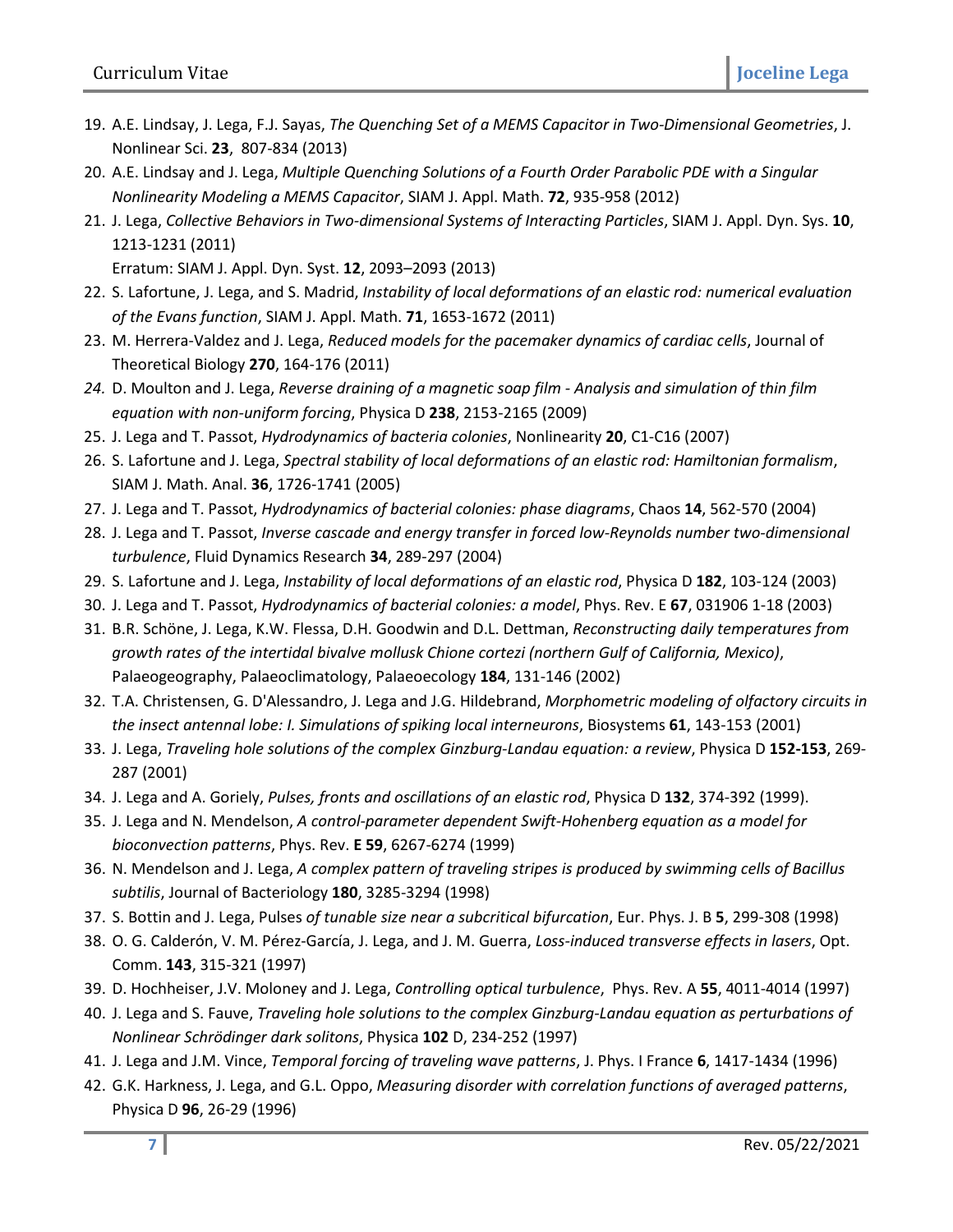19. A.E. Lindsay, J. Lega, F.J. Sayas, *The Quenching Set of a MEMS Capacitor in Two-Dimensional Geometries*, J. Nonlinear Sci. **23**, 807-834 (2013)
20. A.E. Lindsay and J. Lega, *Multiple Quenching Solutions of a Fourth Order Parabolic PDE with a Singular Nonlinearity Modeling a MEMS Capacitor*, SIAM J. Appl. Math. **72**, 935-958 (2012)
21. J. Lega, *Collective Behaviors in Two-dimensional Systems of Interacting Particles*, SIAM J. Appl. Dyn. Sys. **10**, 1213-1231 (2011)
    Erratum: SIAM J. Appl. Dyn. Syst. **12**, 2093–2093 (2013)
22. S. Lafortune, J. Lega, and S. Madrid, *Instability of local deformations of an elastic rod: numerical evaluation of the Evans function*, SIAM J. Appl. Math. **71**, 1653-1672 (2011)
23. M. Herrera-Valdez and J. Lega, *Reduced models for the pacemaker dynamics of cardiac cells*, Journal of Theoretical Biology **270**, 164-176 (2011)
24. D. Moulton and J. Lega, *Reverse draining of a magnetic soap film - Analysis and simulation of thin film equation with non-uniform forcing*, Physica D **238**, 2153-2165 (2009)
25. J. Lega and T. Passot, *Hydrodynamics of bacteria colonies*, Nonlinearity **20**, C1-C16 (2007)
26. S. Lafortune and J. Lega, *Spectral stability of local deformations of an elastic rod: Hamiltonian formalism*, SIAM J. Math. Anal. **36**, 1726-1741 (2005)
27. J. Lega and T. Passot, *Hydrodynamics of bacterial colonies: phase diagrams*, Chaos **14**, 562-570 (2004)
28. J. Lega and T. Passot, *Inverse cascade and energy transfer in forced low-Reynolds number two-dimensional turbulence*, Fluid Dynamics Research **34**, 289-297 (2004)
29. S. Lafortune and J. Lega, *Instability of local deformations of an elastic rod*, Physica D **182**, 103-124 (2003)
30. J. Lega and T. Passot, *Hydrodynamics of bacterial colonies: a model*, Phys. Rev. E **67**, 031906 1-18 (2003)
31. B.R. Schöne, J. Lega, K.W. Flessa, D.H. Goodwin and D.L. Dettman, *Reconstructing daily temperatures from growth rates of the intertidal bivalve mollusk Chione cortezi (northern Gulf of California, Mexico)*, Palaeogeography, Palaeoclimatology, Palaeoecology **184**, 131-146 (2002)
32. T.A. Christensen, G. D'Alessandro, J. Lega and J.G. Hildebrand, *Morphometric modeling of olfactory circuits in the insect antennal lobe: I. Simulations of spiking local interneurons*, Biosystems **61**, 143-153 (2001)
33. J. Lega, *Traveling hole solutions of the complex Ginzburg-Landau equation: a review*, Physica D **152-153**, 269-287 (2001)
34. J. Lega and A. Goriely, *Pulses, fronts and oscillations of an elastic rod*, Physica D **132**, 374-392 (1999).
35. J. Lega and N. Mendelson, *A control-parameter dependent Swift-Hohenberg equation as a model for bioconvection patterns*, Phys. Rev. **E 59**, 6267-6274 (1999)
36. N. Mendelson and J. Lega, *A complex pattern of traveling stripes is produced by swimming cells of Bacillus subtilis*, Journal of Bacteriology **180**, 3285-3294 (1998)
37. S. Bottin and J. Lega, Pulses *of tunable size near a subcritical bifurcation*, Eur. Phys. J. B **5**, 299-308 (1998)
38. O. G. Calderón, V. M. Pérez-García, J. Lega, and J. M. Guerra, *Loss-induced transverse effects in lasers*, Opt. Comm. **143**, 315-321 (1997)
39. D. Hochheiser, J.V. Moloney and J. Lega, *Controlling optical turbulence*, Phys. Rev. A **55**, 4011-4014 (1997)
40. J. Lega and S. Fauve, *Traveling hole solutions to the complex Ginzburg-Landau equation as perturbations of Nonlinear Schrödinger dark solitons*, Physica **102** D, 234-252 (1997)
41. J. Lega and J.M. Vince, *Temporal forcing of traveling wave patterns*, J. Phys. I France **6**, 1417-1434 (1996)
42. G.K. Harkness, J. Lega, and G.L. Oppo, *Measuring disorder with correlation functions of averaged patterns*, Physica D **96**, 26-29 (1996)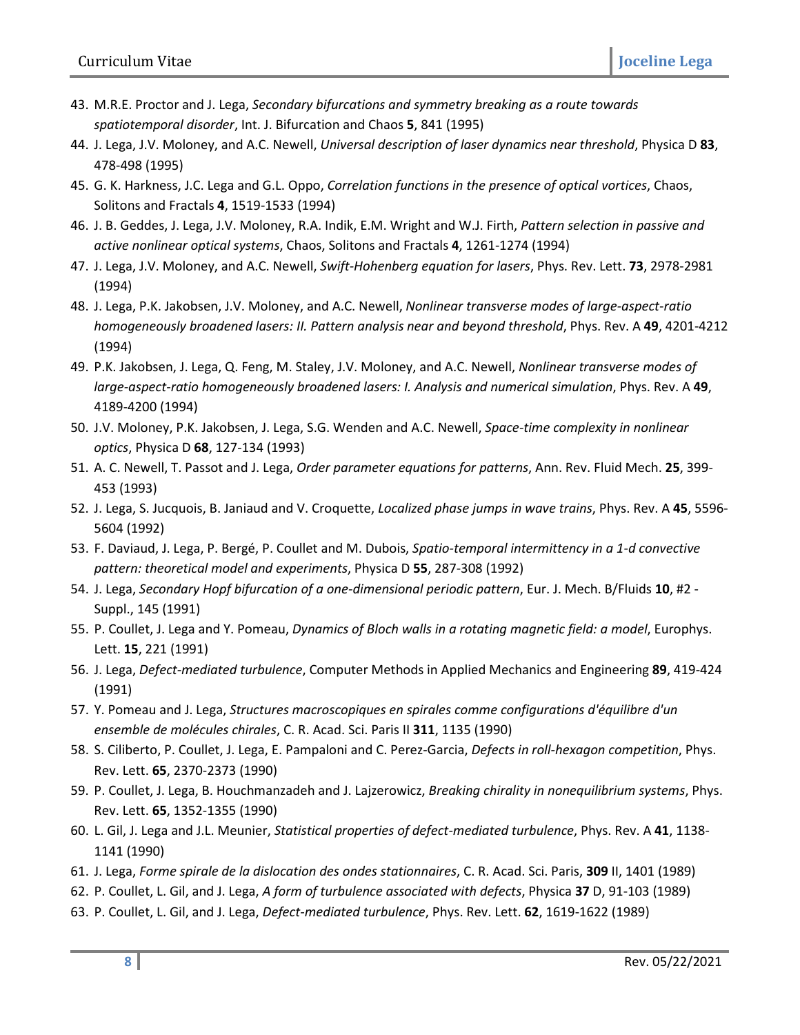43. M.R.E. Proctor and J. Lega, *Secondary bifurcations and symmetry breaking as a route towards spatiotemporal disorder*, Int. J. Bifurcation and Chaos **5**, 841 (1995)
44. J. Lega, J.V. Moloney, and A.C. Newell, *Universal description of laser dynamics near threshold*, Physica D **83**, 478-498 (1995)
45. G. K. Harkness, J.C. Lega and G.L. Oppo, *Correlation functions in the presence of optical vortices*, Chaos, Solitons and Fractals **4**, 1519-1533 (1994)
46. J. B. Geddes, J. Lega, J.V. Moloney, R.A. Indik, E.M. Wright and W.J. Firth, *Pattern selection in passive and active nonlinear optical systems*, Chaos, Solitons and Fractals **4**, 1261-1274 (1994)
47. J. Lega, J.V. Moloney, and A.C. Newell, *Swift-Hohenberg equation for lasers*, Phys. Rev. Lett. **73**, 2978-2981 (1994)
48. J. Lega, P.K. Jakobsen, J.V. Moloney, and A.C. Newell, *Nonlinear transverse modes of large-aspect-ratio homogeneously broadened lasers: II. Pattern analysis near and beyond threshold*, Phys. Rev. A **49**, 4201-4212 (1994)
49. P.K. Jakobsen, J. Lega, Q. Feng, M. Staley, J.V. Moloney, and A.C. Newell, *Nonlinear transverse modes of large-aspect-ratio homogeneously broadened lasers: I. Analysis and numerical simulation*, Phys. Rev. A **49**, 4189-4200 (1994)
50. J.V. Moloney, P.K. Jakobsen, J. Lega, S.G. Wenden and A.C. Newell, *Space-time complexity in nonlinear optics*, Physica D **68**, 127-134 (1993)
51. A. C. Newell, T. Passot and J. Lega, *Order parameter equations for patterns*, Ann. Rev. Fluid Mech. **25**, 399-453 (1993)
52. J. Lega, S. Jucquois, B. Janiaud and V. Croquette, *Localized phase jumps in wave trains*, Phys. Rev. A **45**, 5596-5604 (1992)
53. F. Daviaud, J. Lega, P. Bergé, P. Coullet and M. Dubois, *Spatio-temporal intermittency in a 1-d convective pattern: theoretical model and experiments*, Physica D **55**, 287-308 (1992)
54. J. Lega, *Secondary Hopf bifurcation of a one-dimensional periodic pattern*, Eur. J. Mech. B/Fluids **10**, #2 - Suppl., 145 (1991)
55. P. Coullet, J. Lega and Y. Pomeau, *Dynamics of Bloch walls in a rotating magnetic field: a model*, Europhys. Lett. **15**, 221 (1991)
56. J. Lega, *Defect-mediated turbulence*, Computer Methods in Applied Mechanics and Engineering **89**, 419-424 (1991)
57. Y. Pomeau and J. Lega, *Structures macroscopiques en spirales comme configurations d'équilibre d'un ensemble de molécules chirales*, C. R. Acad. Sci. Paris II **311**, 1135 (1990)
58. S. Ciliberto, P. Coullet, J. Lega, E. Pampaloni and C. Perez-Garcia, *Defects in roll-hexagon competition*, Phys. Rev. Lett. **65**, 2370-2373 (1990)
59. P. Coullet, J. Lega, B. Houchmanzadeh and J. Lajzerowicz, *Breaking chirality in nonequilibrium systems*, Phys. Rev. Lett. **65**, 1352-1355 (1990)
60. L. Gil, J. Lega and J.L. Meunier, *Statistical properties of defect-mediated turbulence*, Phys. Rev. A **41**, 1138-1141 (1990)
61. J. Lega, *Forme spirale de la dislocation des ondes stationnaires*, C. R. Acad. Sci. Paris, **309** II, 1401 (1989)
62. P. Coullet, L. Gil, and J. Lega, *A form of turbulence associated with defects*, Physica **37** D, 91-103 (1989)
63. P. Coullet, L. Gil, and J. Lega, *Defect-mediated turbulence*, Phys. Rev. Lett. **62**, 1619-1622 (1989)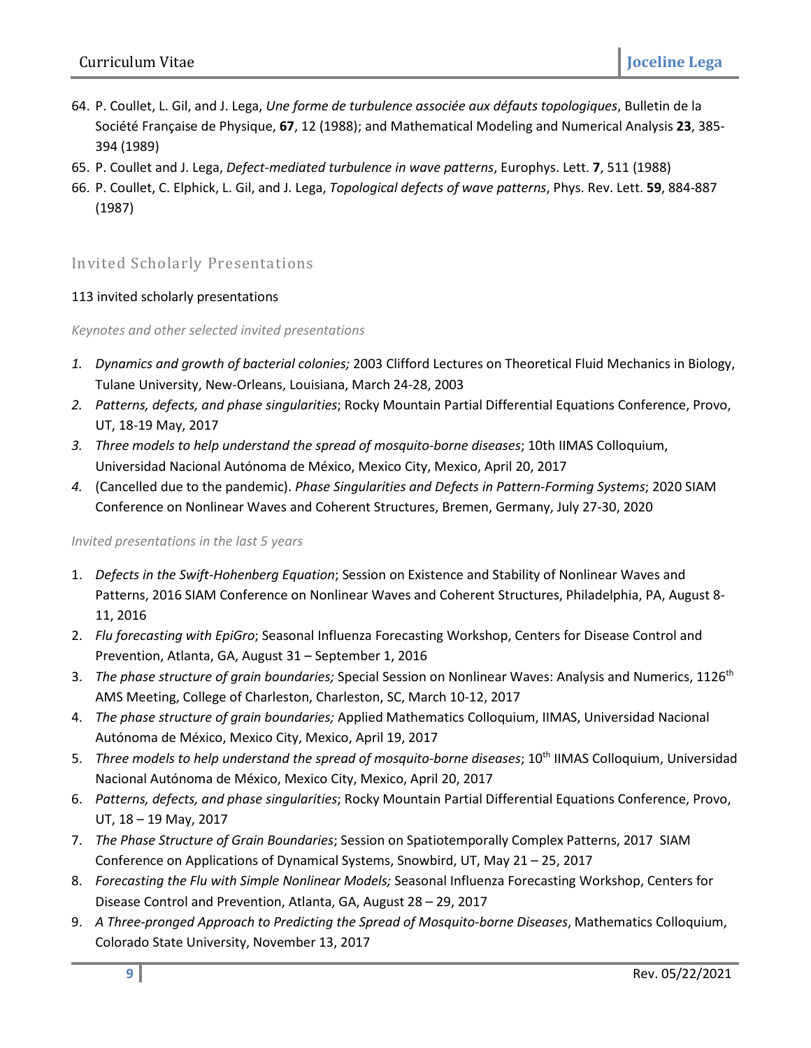64. P. Coullet, L. Gil, and J. Lega, *Une forme de turbulence associée aux défauts topologiques*, Bulletin de la Société Française de Physique, **67**, 12 (1988); and Mathematical Modeling and Numerical Analysis **23**, 385-394 (1989)
65. P. Coullet and J. Lega, *Defect-mediated turbulence in wave patterns*, Europhys. Lett. **7**, 511 (1988)
66. P. Coullet, C. Elphick, L. Gil, and J. Lega, *Topological defects of wave patterns*, Phys. Rev. Lett. **59**, 884-887 (1987)

## Invited Scholarly Presentations

113 invited scholarly presentations

*Keynotes and other selected invited presentations*

1. *Dynamics and growth of bacterial colonies;* 2003 Clifford Lectures on Theoretical Fluid Mechanics in Biology, Tulane University, New-Orleans, Louisiana, March 24-28, 2003
2. *Patterns, defects, and phase singularities*; Rocky Mountain Partial Differential Equations Conference, Provo, UT, 18-19 May, 2017
3. *Three models to help understand the spread of mosquito-borne diseases*; 10th IIMAS Colloquium, Universidad Nacional Autónoma de México, Mexico City, Mexico, April 20, 2017
4. (Cancelled due to the pandemic). *Phase Singularities and Defects in Pattern-Forming Systems*; 2020 SIAM Conference on Nonlinear Waves and Coherent Structures, Bremen, Germany, July 27-30, 2020

*Invited presentations in the last 5 years*

1. *Defects in the Swift-Hohenberg Equation*; Session on Existence and Stability of Nonlinear Waves and Patterns, 2016 SIAM Conference on Nonlinear Waves and Coherent Structures, Philadelphia, PA, August 8-11, 2016
2. *Flu forecasting with EpiGro*; Seasonal Influenza Forecasting Workshop, Centers for Disease Control and Prevention, Atlanta, GA, August 31 – September 1, 2016
3. *The phase structure of grain boundaries;* Special Session on Nonlinear Waves: Analysis and Numerics, 1126th AMS Meeting, College of Charleston, Charleston, SC, March 10-12, 2017
4. *The phase structure of grain boundaries;* Applied Mathematics Colloquium, IIMAS, Universidad Nacional Autónoma de México, Mexico City, Mexico, April 19, 2017
5. *Three models to help understand the spread of mosquito-borne diseases*; 10th IIMAS Colloquium, Universidad Nacional Autónoma de México, Mexico City, Mexico, April 20, 2017
6. *Patterns, defects, and phase singularities*; Rocky Mountain Partial Differential Equations Conference, Provo, UT, 18 – 19 May, 2017
7. *The Phase Structure of Grain Boundaries*; Session on Spatiotemporally Complex Patterns, 2017 SIAM Conference on Applications of Dynamical Systems, Snowbird, UT, May 21 – 25, 2017
8. *Forecasting the Flu with Simple Nonlinear Models;* Seasonal Influenza Forecasting Workshop, Centers for Disease Control and Prevention, Atlanta, GA, August 28 – 29, 2017
9. *A Three-pronged Approach to Predicting the Spread of Mosquito-borne Diseases*, Mathematics Colloquium, Colorado State University, November 13, 2017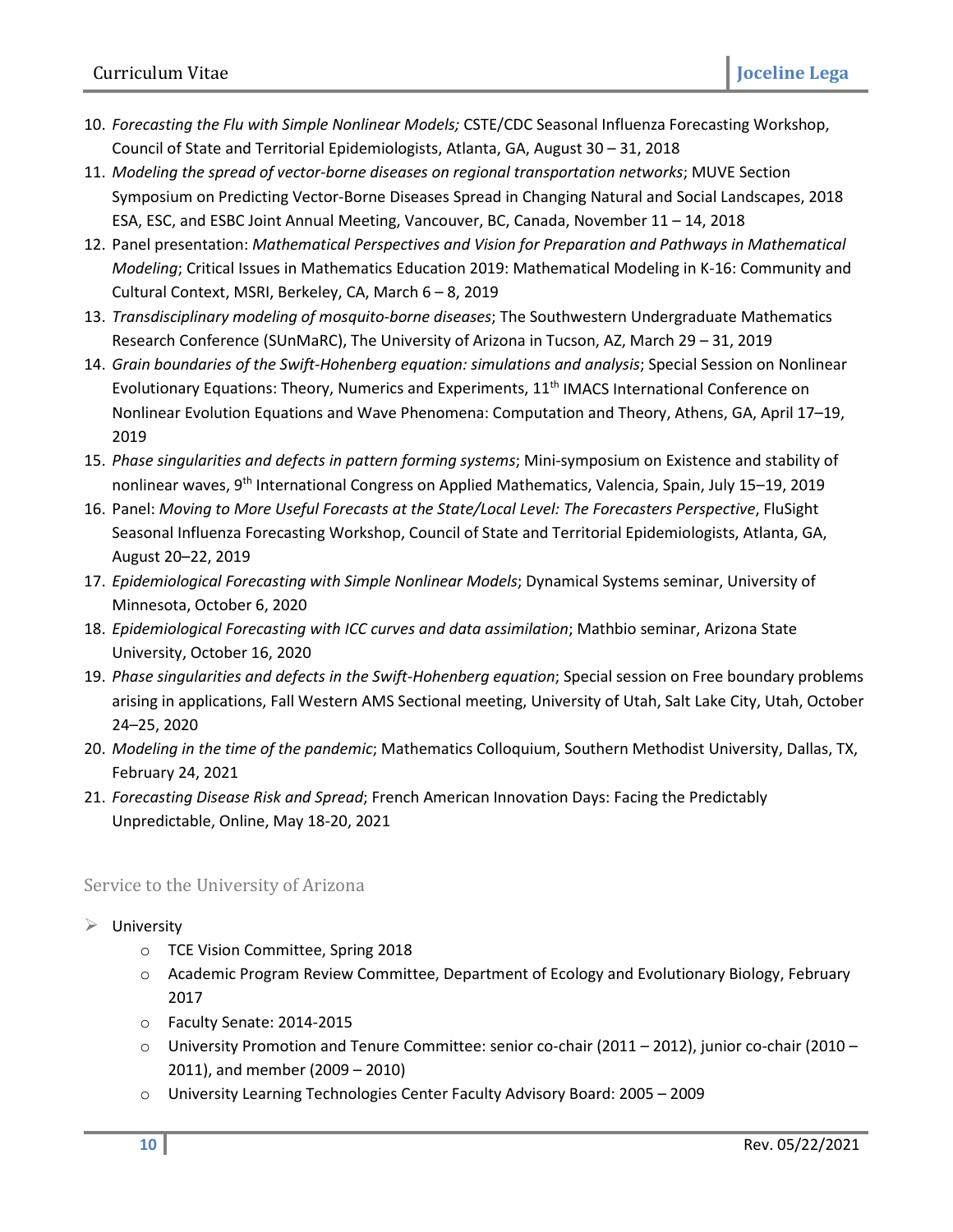10. *Forecasting the Flu with Simple Nonlinear Models;* CSTE/CDC Seasonal Influenza Forecasting Workshop, Council of State and Territorial Epidemiologists, Atlanta, GA, August 30 – 31, 2018
11. *Modeling the spread of vector-borne diseases on regional transportation networks*; MUVE Section Symposium on Predicting Vector-Borne Diseases Spread in Changing Natural and Social Landscapes, 2018 ESA, ESC, and ESBC Joint Annual Meeting, Vancouver, BC, Canada, November 11 – 14, 2018
12. Panel presentation: *Mathematical Perspectives and Vision for Preparation and Pathways in Mathematical Modeling*; Critical Issues in Mathematics Education 2019: Mathematical Modeling in K-16: Community and Cultural Context, MSRI, Berkeley, CA, March 6 – 8, 2019
13. *Transdisciplinary modeling of mosquito-borne diseases*; The Southwestern Undergraduate Mathematics Research Conference (SUnMaRC), The University of Arizona in Tucson, AZ, March 29 – 31, 2019
14. *Grain boundaries of the Swift-Hohenberg equation: simulations and analysis*; Special Session on Nonlinear Evolutionary Equations: Theory, Numerics and Experiments, 11th IMACS International Conference on Nonlinear Evolution Equations and Wave Phenomena: Computation and Theory, Athens, GA, April 17–19, 2019
15. *Phase singularities and defects in pattern forming systems*; Mini-symposium on Existence and stability of nonlinear waves, 9th International Congress on Applied Mathematics, Valencia, Spain, July 15–19, 2019
16. Panel: *Moving to More Useful Forecasts at the State/Local Level: The Forecasters Perspective*, FluSight Seasonal Influenza Forecasting Workshop, Council of State and Territorial Epidemiologists, Atlanta, GA, August 20–22, 2019
17. *Epidemiological Forecasting with Simple Nonlinear Models*; Dynamical Systems seminar, University of Minnesota, October 6, 2020
18. *Epidemiological Forecasting with ICC curves and data assimilation*; Mathbio seminar, Arizona State University, October 16, 2020
19. *Phase singularities and defects in the Swift-Hohenberg equation*; Special session on Free boundary problems arising in applications, Fall Western AMS Sectional meeting, University of Utah, Salt Lake City, Utah, October 24–25, 2020
20. *Modeling in the time of the pandemic*; Mathematics Colloquium, Southern Methodist University, Dallas, TX, February 24, 2021
21. *Forecasting Disease Risk and Spread*; French American Innovation Days: Facing the Predictably Unpredictable, Online, May 18-20, 2021

## Service to the University of Arizona

- University
  - TCE Vision Committee, Spring 2018
  - Academic Program Review Committee, Department of Ecology and Evolutionary Biology, February 2017
  - Faculty Senate: 2014-2015
  - University Promotion and Tenure Committee: senior co-chair (2011 – 2012), junior co-chair (2010 – 2011), and member (2009 – 2010)
  - University Learning Technologies Center Faculty Advisory Board: 2005 – 2009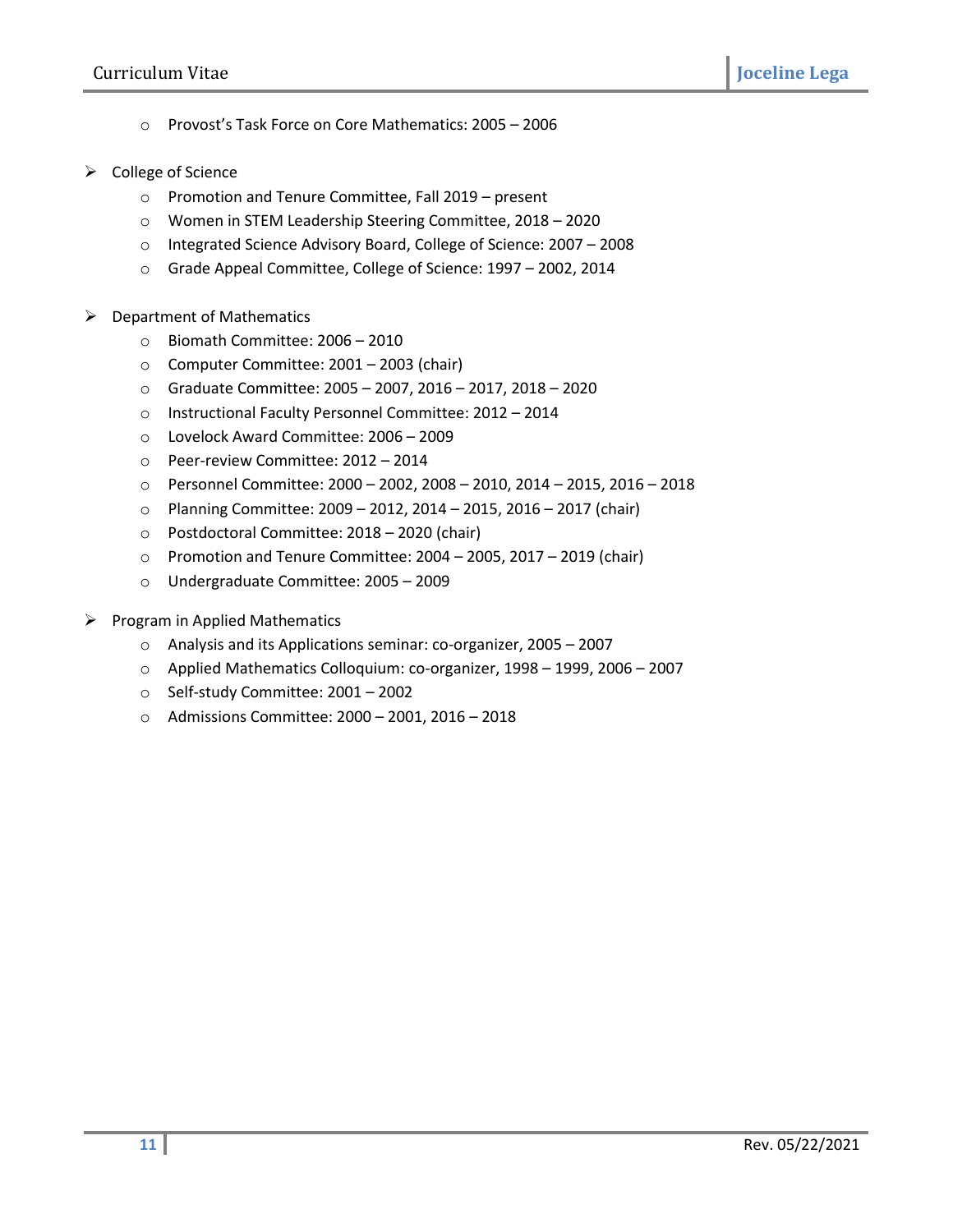- Provost's Task Force on Core Mathematics: 2005 – 2006

- College of Science
  - Promotion and Tenure Committee, Fall 2019 – present
  - Women in STEM Leadership Steering Committee, 2018 – 2020
  - Integrated Science Advisory Board, College of Science: 2007 – 2008
  - Grade Appeal Committee, College of Science: 1997 – 2002, 2014

- Department of Mathematics
  - Biomath Committee: 2006 – 2010
  - Computer Committee: 2001 – 2003 (chair)
  - Graduate Committee: 2005 – 2007, 2016 – 2017, 2018 – 2020
  - Instructional Faculty Personnel Committee: 2012 – 2014
  - Lovelock Award Committee: 2006 – 2009
  - Peer-review Committee: 2012 – 2014
  - Personnel Committee: 2000 – 2002, 2008 – 2010, 2014 – 2015, 2016 – 2018
  - Planning Committee: 2009 – 2012, 2014 – 2015, 2016 – 2017 (chair)
  - Postdoctoral Committee: 2018 – 2020 (chair)
  - Promotion and Tenure Committee: 2004 – 2005, 2017 – 2019 (chair)
  - Undergraduate Committee: 2005 – 2009

- Program in Applied Mathematics
  - Analysis and its Applications seminar: co-organizer, 2005 – 2007
  - Applied Mathematics Colloquium: co-organizer, 1998 – 1999, 2006 – 2007
  - Self-study Committee: 2001 – 2002
  - Admissions Committee: 2000 – 2001, 2016 – 2018